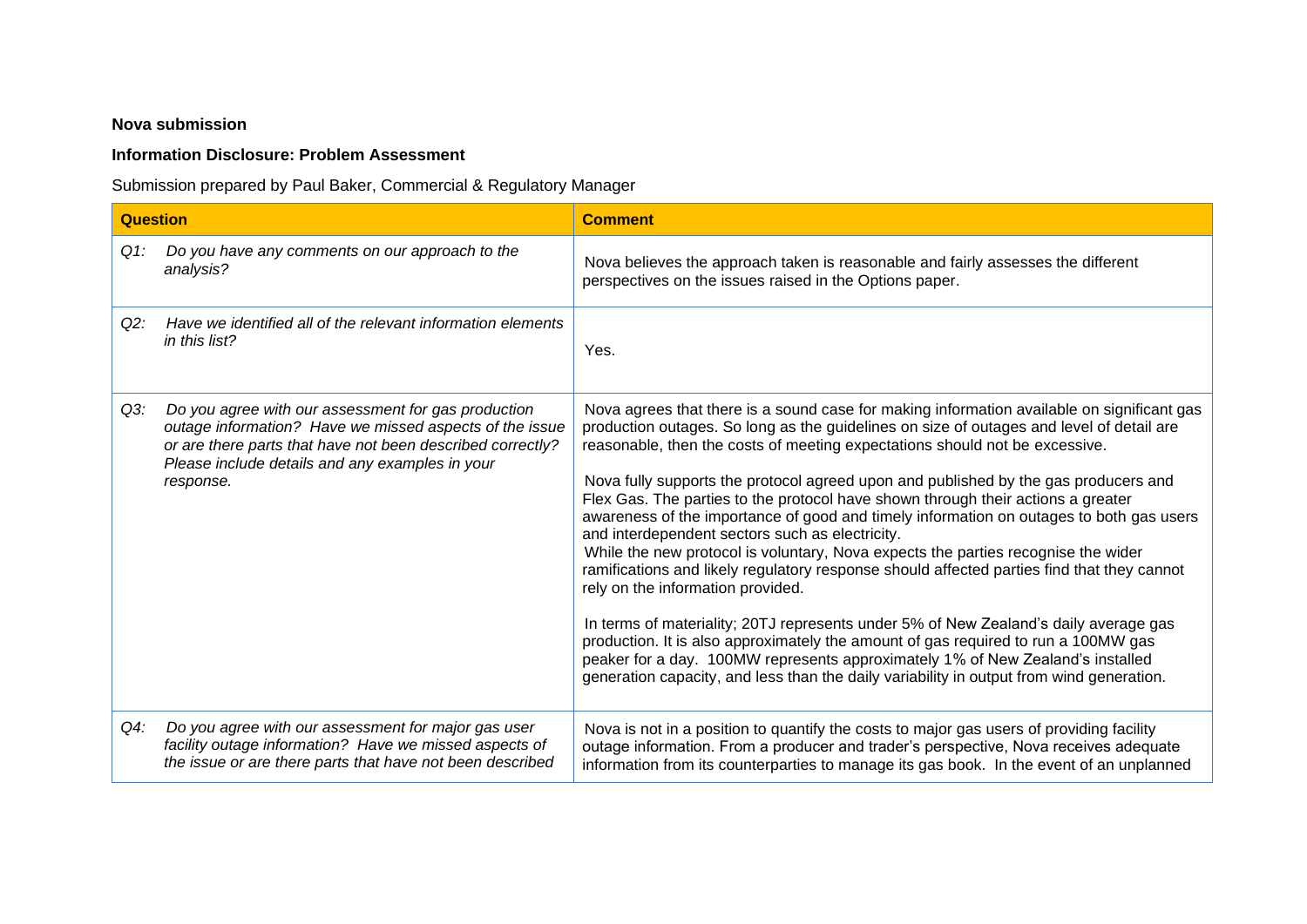**Nova submission**

**Information Disclosure: Problem Assessment**

Submission prepared by Paul Baker, Commercial & Regulatory Manager

| Question | Comment |
|---|---|
| *Q1: Do you have any comments on our approach to the analysis?* | Nova believes the approach taken is reasonable and fairly assesses the different perspectives on the issues raised in the Options paper. |
| *Q2: Have we identified all of the relevant information elements in this list?* | Yes. |
| *Q3: Do you agree with our assessment for gas production outage information? Have we missed aspects of the issue or are there parts that have not been described correctly? Please include details and any examples in your response.* | Nova agrees that there is a sound case for making information available on significant gas production outages. So long as the guidelines on size of outages and level of detail are reasonable, then the costs of meeting expectations should not be excessive.<br><br>Nova fully supports the protocol agreed upon and published by the gas producers and Flex Gas. The parties to the protocol have shown through their actions a greater awareness of the importance of good and timely information on outages to both gas users and interdependent sectors such as electricity.<br>While the new protocol is voluntary, Nova expects the parties recognise the wider ramifications and likely regulatory response should affected parties find that they cannot rely on the information provided.<br><br>In terms of materiality; 20TJ represents under 5% of New Zealand's daily average gas production. It is also approximately the amount of gas required to run a 100MW gas peaker for a day. 100MW represents approximately 1% of New Zealand's installed generation capacity, and less than the daily variability in output from wind generation. |
| *Q4: Do you agree with our assessment for major gas user facility outage information? Have we missed aspects of the issue or are there parts that have not been described* | Nova is not in a position to quantify the costs to major gas users of providing facility outage information. From a producer and trader's perspective, Nova receives adequate information from its counterparties to manage its gas book. In the event of an unplanned |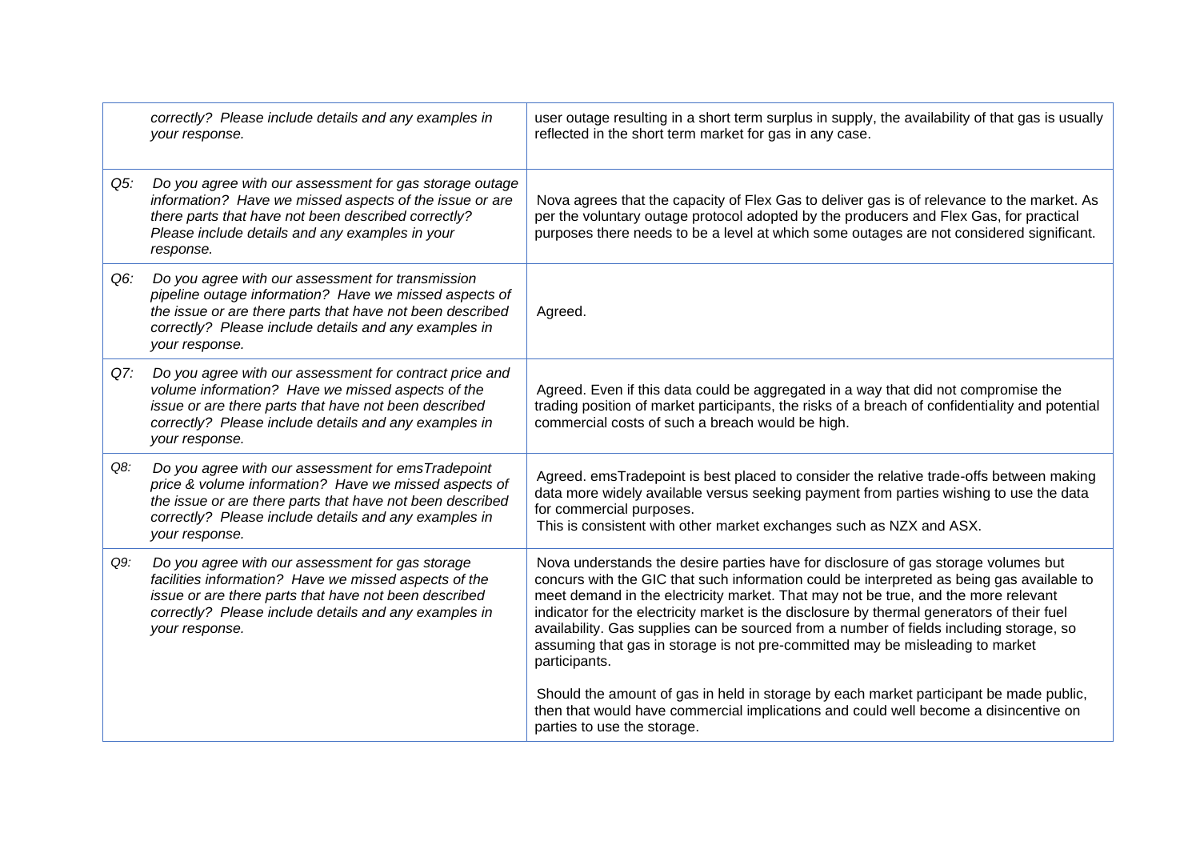| | |
|---|---|
| *correctly? Please include details and any examples in your response.* | user outage resulting in a short term surplus in supply, the availability of that gas is usually reflected in the short term market for gas in any case. |
| *Q5: Do you agree with our assessment for gas storage outage information? Have we missed aspects of the issue or are there parts that have not been described correctly? Please include details and any examples in your response.* | Nova agrees that the capacity of Flex Gas to deliver gas is of relevance to the market. As per the voluntary outage protocol adopted by the producers and Flex Gas, for practical purposes there needs to be a level at which some outages are not considered significant. |
| *Q6: Do you agree with our assessment for transmission pipeline outage information? Have we missed aspects of the issue or are there parts that have not been described correctly? Please include details and any examples in your response.* | Agreed. |
| *Q7: Do you agree with our assessment for contract price and volume information? Have we missed aspects of the issue or are there parts that have not been described correctly? Please include details and any examples in your response.* | Agreed. Even if this data could be aggregated in a way that did not compromise the trading position of market participants, the risks of a breach of confidentiality and potential commercial costs of such a breach would be high. |
| *Q8: Do you agree with our assessment for emsTradepoint price & volume information? Have we missed aspects of the issue or are there parts that have not been described correctly? Please include details and any examples in your response.* | Agreed. emsTradepoint is best placed to consider the relative trade-offs between making data more widely available versus seeking payment from parties wishing to use the data for commercial purposes.<br>This is consistent with other market exchanges such as NZX and ASX. |
| *Q9: Do you agree with our assessment for gas storage facilities information? Have we missed aspects of the issue or are there parts that have not been described correctly? Please include details and any examples in your response.* | Nova understands the desire parties have for disclosure of gas storage volumes but concurs with the GIC that such information could be interpreted as being gas available to meet demand in the electricity market. That may not be true, and the more relevant indicator for the electricity market is the disclosure by thermal generators of their fuel availability. Gas supplies can be sourced from a number of fields including storage, so assuming that gas in storage is not pre-committed may be misleading to market participants.<br><br>Should the amount of gas in held in storage by each market participant be made public, then that would have commercial implications and could well become a disincentive on parties to use the storage. |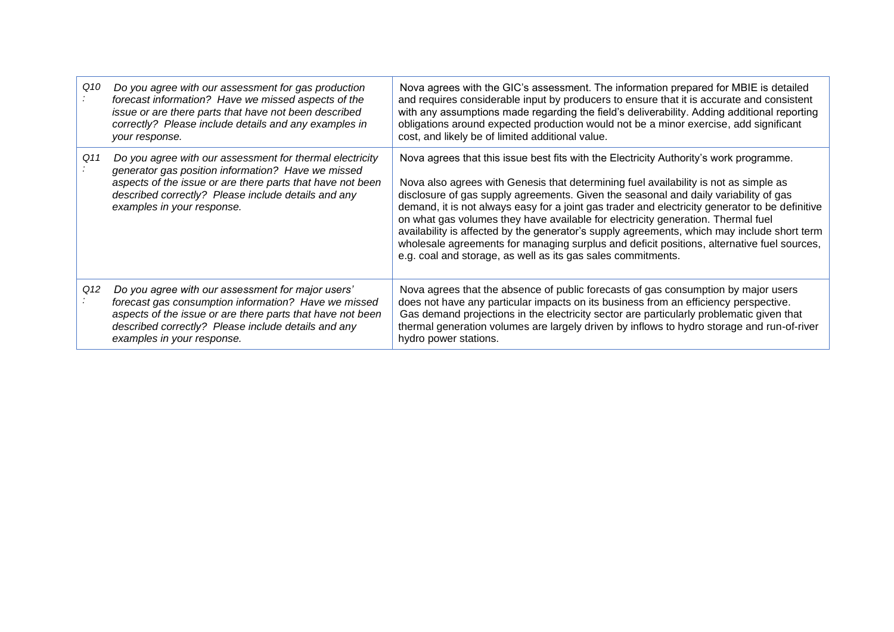| | | |
|---|---|---|
| Q10: | *Do you agree with our assessment for gas production forecast information? Have we missed aspects of the issue or are there parts that have not been described correctly? Please include details and any examples in your response.* | Nova agrees with the GIC's assessment. The information prepared for MBIE is detailed and requires considerable input by producers to ensure that it is accurate and consistent with any assumptions made regarding the field's deliverability. Adding additional reporting obligations around expected production would not be a minor exercise, add significant cost, and likely be of limited additional value. |
| Q11: | *Do you agree with our assessment for thermal electricity generator gas position information? Have we missed aspects of the issue or are there parts that have not been described correctly? Please include details and any examples in your response.* | Nova agrees that this issue best fits with the Electricity Authority's work programme.<br><br>Nova also agrees with Genesis that determining fuel availability is not as simple as disclosure of gas supply agreements. Given the seasonal and daily variability of gas demand, it is not always easy for a joint gas trader and electricity generator to be definitive on what gas volumes they have available for electricity generation. Thermal fuel availability is affected by the generator's supply agreements, which may include short term wholesale agreements for managing surplus and deficit positions, alternative fuel sources, e.g. coal and storage, as well as its gas sales commitments. |
| Q12: | *Do you agree with our assessment for major users' forecast gas consumption information? Have we missed aspects of the issue or are there parts that have not been described correctly? Please include details and any examples in your response.* | Nova agrees that the absence of public forecasts of gas consumption by major users does not have any particular impacts on its business from an efficiency perspective. Gas demand projections in the electricity sector are particularly problematic given that thermal generation volumes are largely driven by inflows to hydro storage and run-of-river hydro power stations. |